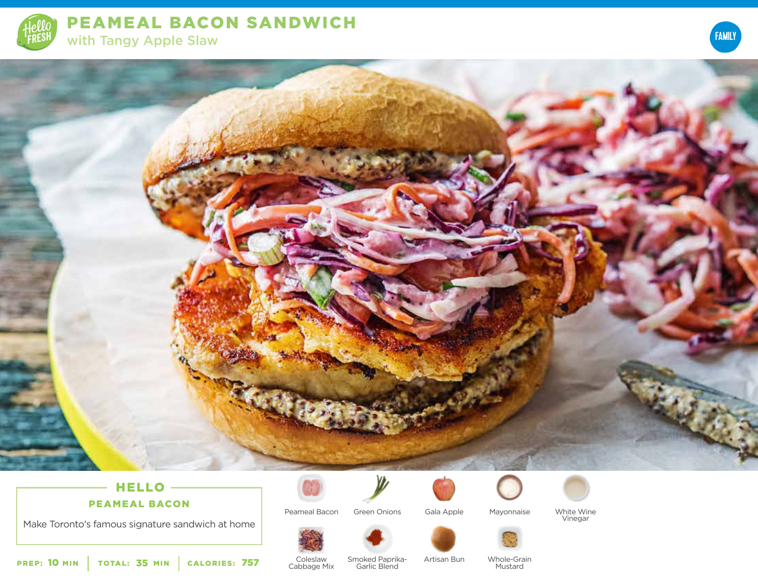# PEAMEAL BACON SANDWICH

## with Tangy Apple Slaw

FAMILY

### HELLO

**PEAMEAL BACON**

Make Toronto's famous signature sandwich at home

**PREP:** 10 MIN | **TOTAL:** 35 MIN | **CALORIES:** 757

- Peameal Bacon
- Green Onions
- Gala Apple
- Mayonnaise
- White Wine Vinegar
- Coleslaw Cabbage Mix
- Smoked Paprika-Garlic Blend
- Artisan Bun
- Whole-Grain Mustard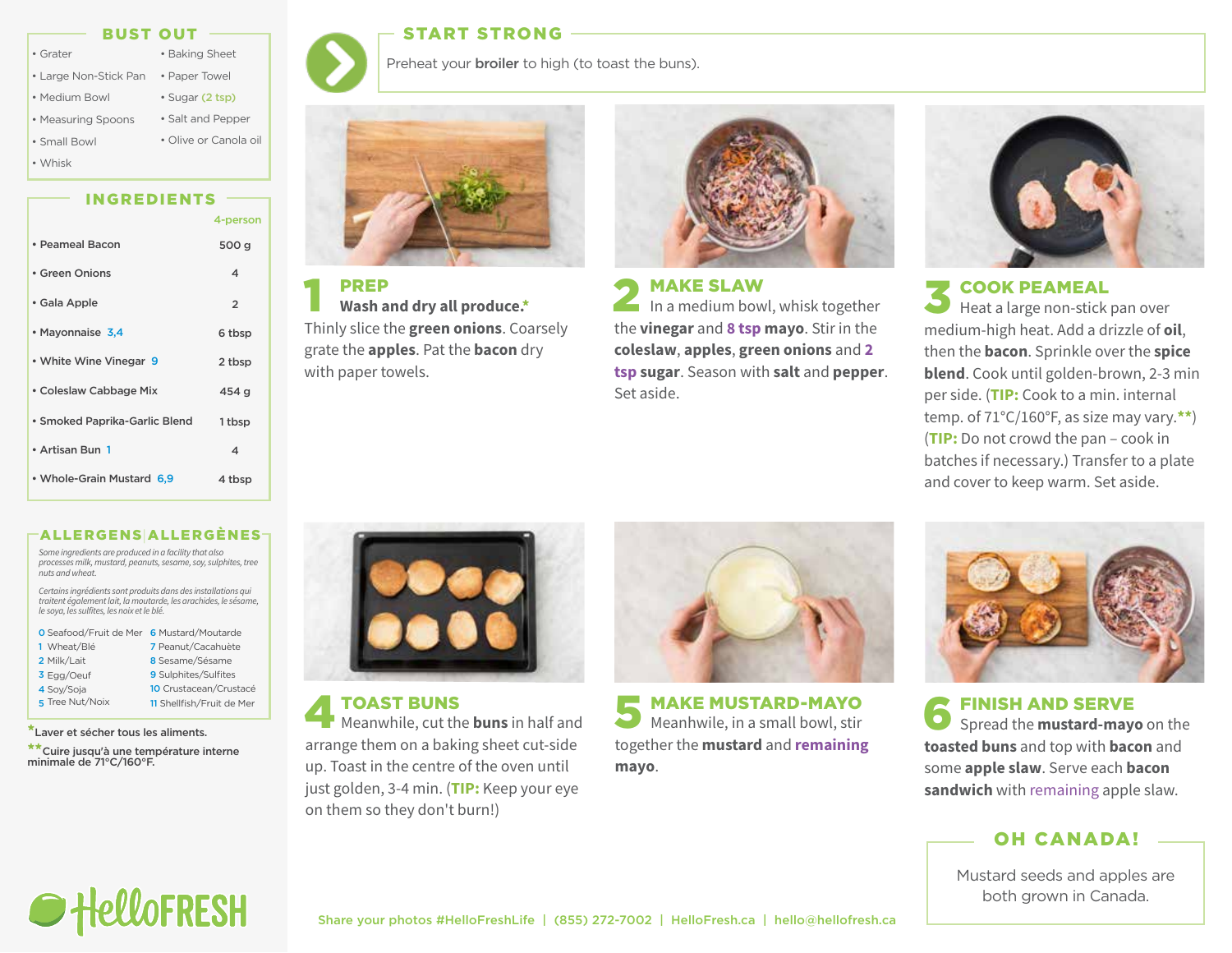## BUST OUT

- Grater
- Large Non-Stick Pan
- Medium Bowl
- Measuring Spoons
- Small Bowl
- Whisk
- Baking Sheet
- Paper Towel
- Sugar (2 tsp)
- Salt and Pepper
- Olive or Canola oil

## INGREDIENTS

| | 4-person |
|---|---|
| • Peameal Bacon | 500 g |
| • Green Onions | 4 |
| • Gala Apple | 2 |
| • Mayonnaise 3,4 | 6 tbsp |
| • White Wine Vinegar 9 | 2 tbsp |
| • Coleslaw Cabbage Mix | 454 g |
| • Smoked Paprika-Garlic Blend | 1 tbsp |
| • Artisan Bun 1 | 4 |
| • Whole-Grain Mustard 6,9 | 4 tbsp |

## ALLERGENS | ALLERGÈNES

*Some ingredients are produced in a facility that also processes milk, mustard, peanuts, sesame, soy, sulphites, tree nuts and wheat.*

*Certains ingrédients sont produits dans des installations qui traitent également lait, la moutarde, les arachides, le sésame, le soya, les sulfites, les noix et le blé.*

0 Seafood/Fruit de Mer
1 Wheat/Blé
2 Milk/Lait
3 Egg/Oeuf
4 Soy/Soja
5 Tree Nut/Noix
6 Mustard/Moutarde
7 Peanut/Cacahuète
8 Sesame/Sésame
9 Sulphites/Sulfites
10 Crustacean/Crustacé
11 Shellfish/Fruit de Mer

*Laver et sécher tous les aliments.

**Cuire jusqu'à une température interne minimale de 71°C/160°F.

## START STRONG

Preheat your **broiler** to high (to toast the buns).

## 1 PREP

**Wash and dry all produce.***

Thinly slice the **green onions**. Coarsely grate the **apples**. Pat the **bacon** dry with paper towels.

## 2 MAKE SLAW

In a medium bowl, whisk together the **vinegar** and **8 tsp mayo**. Stir in the **coleslaw**, **apples**, **green onions** and **2 tsp sugar**. Season with **salt** and **pepper**. Set aside.

## 3 COOK PEAMEAL

Heat a large non-stick pan over medium-high heat. Add a drizzle of **oil**, then the **bacon**. Sprinkle over the **spice blend**. Cook until golden-brown, 2-3 min per side. (**TIP:** Cook to a min. internal temp. of 71°C/160°F, as size may vary.**) (**TIP:** Do not crowd the pan – cook in batches if necessary.) Transfer to a plate and cover to keep warm. Set aside.

## 4 TOAST BUNS

Meanwhile, cut the **buns** in half and arrange them on a baking sheet cut-side up. Toast in the centre of the oven until just golden, 3-4 min. (**TIP:** Keep your eye on them so they don't burn!)

## 5 MAKE MUSTARD-MAYO

Meanhwile, in a small bowl, stir together the **mustard** and **remaining mayo**.

## 6 FINISH AND SERVE

Spread the **mustard-mayo** on the **toasted buns** and top with **bacon** and some **apple slaw**. Serve each **bacon sandwich** with remaining apple slaw.

## OH CANADA!

Mustard seeds and apples are both grown in Canada.

Share your photos #HelloFreshLife | (855) 272-7002 | HelloFresh.ca | hello@hellofresh.ca